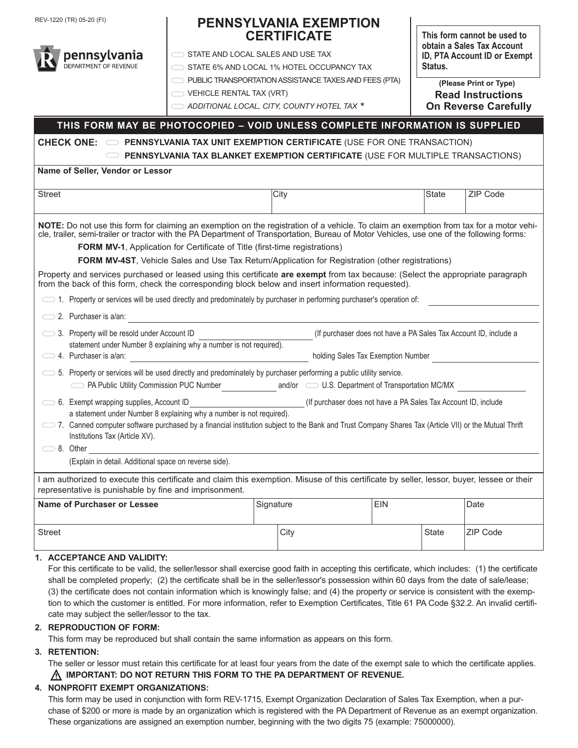REV-1220 (TR) 05-20 (FI)

pennsylvania DEPARTMENT OF REVENUE

# PENNSYLVANIA EXEMPTION CERTIFICATE

- ☐ STATE AND LOCAL SALES AND USE TAX
- ☐ STATE 6% AND LOCAL 1% HOTEL OCCUPANCY TAX
- ☐ PUBLIC TRANSPORTATION ASSISTANCE TAXES AND FEES (PTA)
- ☐ VEHICLE RENTAL TAX (VRT)
- ☐ *ADDITIONAL LOCAL, CITY, COUNTY HOTEL TAX* *

**This form cannot be used to obtain a Sales Tax Account ID, PTA Account ID or Exempt Status.**

**(Please Print or Type)**

**Read Instructions On Reverse Carefully**

**THIS FORM MAY BE PHOTOCOPIED – VOID UNLESS COMPLETE INFORMATION IS SUPPLIED**

**CHECK ONE:** ☐ **PENNSYLVANIA TAX UNIT EXEMPTION CERTIFICATE** (USE FOR ONE TRANSACTION)

☐ **PENNSYLVANIA TAX BLANKET EXEMPTION CERTIFICATE** (USE FOR MULTIPLE TRANSACTIONS)

| **Name of Seller, Vendor or Lessor** | | | |
|---|---|---|---|
| Street | City | State | ZIP Code |

**NOTE:** Do not use this form for claiming an exemption on the registration of a vehicle. To claim an exemption from tax for a motor vehicle, trailer, semi-trailer or tractor with the PA Department of Transportation, Bureau of Motor Vehicles, use one of the following forms:

**FORM MV-1**, Application for Certificate of Title (first-time registrations)

**FORM MV-4ST**, Vehicle Sales and Use Tax Return/Application for Registration (other registrations)

Property and services purchased or leased using this certificate **are exempt** from tax because: (Select the appropriate paragraph from the back of this form, check the corresponding block below and insert information requested).

- ☐ 1. Property or services will be used directly and predominately by purchaser in performing purchaser's operation of: ______________
- ☐ 2. Purchaser is a/an: ______________
- ☐ 3. Property will be resold under Account ID ______________ (If purchaser does not have a PA Sales Tax Account ID, include a statement under Number 8 explaining why a number is not required).
- ☐ 4. Purchaser is a/an: ______________ holding Sales Tax Exemption Number ______________
- ☐ 5. Property or services will be used directly and predominately by purchaser performing a public utility service.
  ☐ PA Public Utility Commission PUC Number ______________ and/or ☐ U.S. Department of Transportation MC/MX ______________
- ☐ 6. Exempt wrapping supplies, Account ID ______________ (If purchaser does not have a PA Sales Tax Account ID, include a statement under Number 8 explaining why a number is not required).
- ☐ 7. Canned computer software purchased by a financial institution subject to the Bank and Trust Company Shares Tax (Article VII) or the Mutual Thrift Institutions Tax (Article XV).
- ☐ 8. Other ______________
  (Explain in detail. Additional space on reverse side).

I am authorized to execute this certificate and claim this exemption. Misuse of this certificate by seller, lessor, buyer, lessee or their representative is punishable by fine and imprisonment.

| **Name of Purchaser or Lessee** | Signature | EIN | Date |
|---|---|---|---|
| Street | City | State | ZIP Code |

1. **ACCEPTANCE AND VALIDITY:**
   For this certificate to be valid, the seller/lessor shall exercise good faith in accepting this certificate, which includes: (1) the certificate shall be completed properly; (2) the certificate shall be in the seller/lessor's possession within 60 days from the date of sale/lease; (3) the certificate does not contain information which is knowingly false; and (4) the property or service is consistent with the exemption to which the customer is entitled. For more information, refer to Exemption Certificates, Title 61 PA Code §32.2. An invalid certificate may subject the seller/lessor to the tax.

2. **REPRODUCTION OF FORM:**
   This form may be reproduced but shall contain the same information as appears on this form.

3. **RETENTION:**
   The seller or lessor must retain this certificate for at least four years from the date of the exempt sale to which the certificate applies.
   ⚠ **IMPORTANT: DO NOT RETURN THIS FORM TO THE PA DEPARTMENT OF REVENUE.**

4. **NONPROFIT EXEMPT ORGANIZATIONS:**
   This form may be used in conjunction with form REV-1715, Exempt Organization Declaration of Sales Tax Exemption, when a purchase of $200 or more is made by an organization which is registered with the PA Department of Revenue as an exempt organization. These organizations are assigned an exemption number, beginning with the two digits 75 (example: 75000000).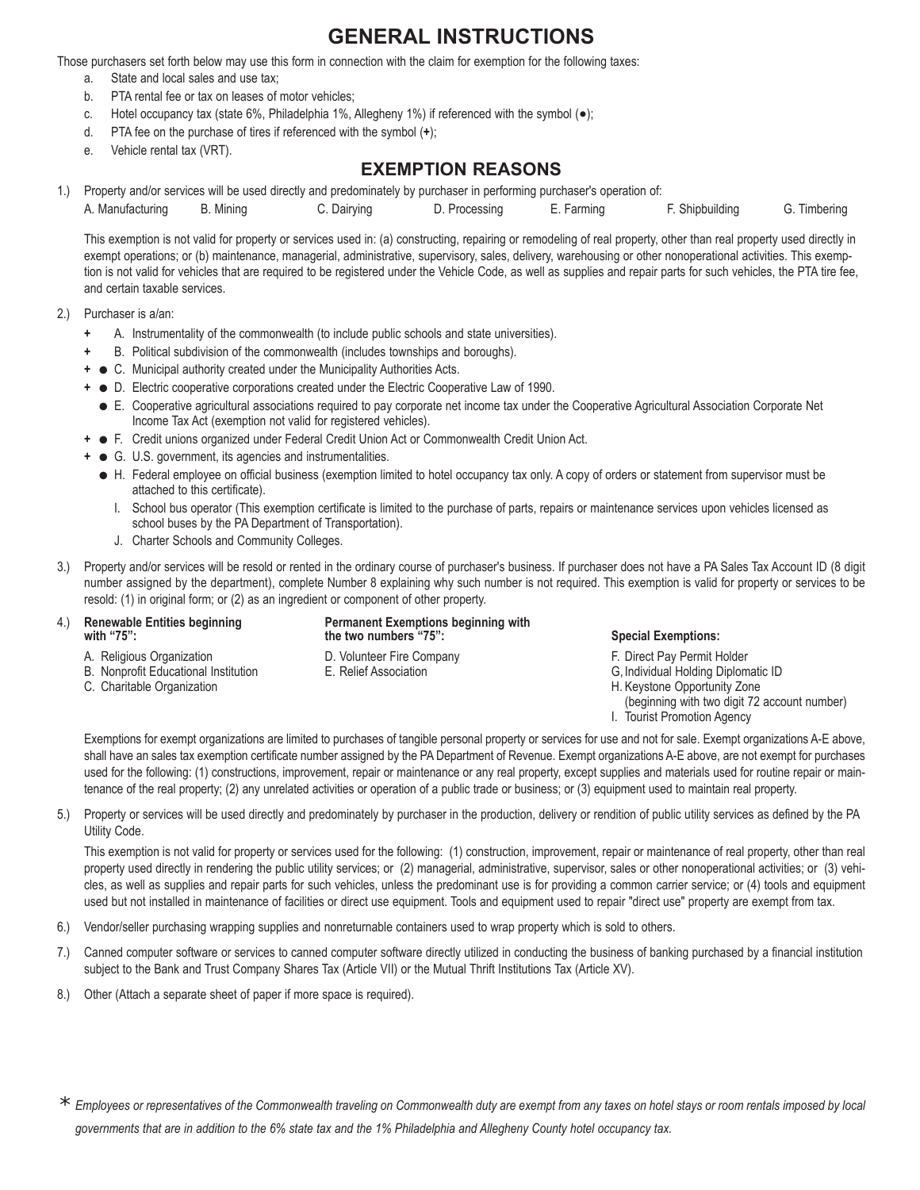# GENERAL INSTRUCTIONS

Those purchasers set forth below may use this form in connection with the claim for exemption for the following taxes:

a. State and local sales and use tax;
b. PTA rental fee or tax on leases of motor vehicles;
c. Hotel occupancy tax (state 6%, Philadelphia 1%, Allegheny 1%) if referenced with the symbol (●);
d. PTA fee on the purchase of tires if referenced with the symbol (+);
e. Vehicle rental tax (VRT).

## EXEMPTION REASONS

1.) Property and/or services will be used directly and predominately by purchaser in performing purchaser's operation of:

A. Manufacturing B. Mining C. Dairying D. Processing E. Farming F. Shipbuilding G. Timbering

This exemption is not valid for property or services used in: (a) constructing, repairing or remodeling of real property, other than real property used directly in exempt operations; or (b) maintenance, managerial, administrative, supervisory, sales, delivery, warehousing or other nonoperational activities. This exemption is not valid for vehicles that are required to be registered under the Vehicle Code, as well as supplies and repair parts for such vehicles, the PTA tire fee, and certain taxable services.

2.) Purchaser is a/an:

- \+ A. Instrumentality of the commonwealth (to include public schools and state universities).
- \+ B. Political subdivision of the commonwealth (includes townships and boroughs).
- \+ ● C. Municipal authority created under the Municipality Authorities Acts.
- \+ ● D. Electric cooperative corporations created under the Electric Cooperative Law of 1990.
- ● E. Cooperative agricultural associations required to pay corporate net income tax under the Cooperative Agricultural Association Corporate Net Income Tax Act (exemption not valid for registered vehicles).
- \+ ● F. Credit unions organized under Federal Credit Union Act or Commonwealth Credit Union Act.
- \+ ● G. U.S. government, its agencies and instrumentalities.
- ● H. Federal employee on official business (exemption limited to hotel occupancy tax only. A copy of orders or statement from supervisor must be attached to this certificate).
- I. School bus operator (This exemption certificate is limited to the purchase of parts, repairs or maintenance services upon vehicles licensed as school buses by the PA Department of Transportation).
- J. Charter Schools and Community Colleges.

3.) Property and/or services will be resold or rented in the ordinary course of purchaser's business. If purchaser does not have a PA Sales Tax Account ID (8 digit number assigned by the department), complete Number 8 explaining why such number is not required. This exemption is valid for property or services to be resold: (1) in original form; or (2) as an ingredient or component of other property.

4.) **Renewable Entities beginning with "75":**

A. Religious Organization
B. Nonprofit Educational Institution
C. Charitable Organization

**Permanent Exemptions beginning with the two numbers "75":**

D. Volunteer Fire Company
E. Relief Association

**Special Exemptions:**

F. Direct Pay Permit Holder
G, Individual Holding Diplomatic ID
H. Keystone Opportunity Zone (beginning with two digit 72 account number)
I. Tourist Promotion Agency

Exemptions for exempt organizations are limited to purchases of tangible personal property or services for use and not for sale. Exempt organizations A-E above, shall have an sales tax exemption certificate number assigned by the PA Department of Revenue. Exempt organizations A-E above, are not exempt for purchases used for the following: (1) constructions, improvement, repair or maintenance or any real property, except supplies and materials used for routine repair or maintenance of the real property; (2) any unrelated activities or operation of a public trade or business; or (3) equipment used to maintain real property.

5.) Property or services will be used directly and predominately by purchaser in the production, delivery or rendition of public utility services as defined by the PA Utility Code.

This exemption is not valid for property or services used for the following: (1) construction, improvement, repair or maintenance of real property, other than real property used directly in rendering the public utility services; or (2) managerial, administrative, supervisor, sales or other nonoperational activities; or (3) vehicles, as well as supplies and repair parts for such vehicles, unless the predominant use is for providing a common carrier service; or (4) tools and equipment used but not installed in maintenance of facilities or direct use equipment. Tools and equipment used to repair "direct use" property are exempt from tax.

6.) Vendor/seller purchasing wrapping supplies and nonreturnable containers used to wrap property which is sold to others.

7.) Canned computer software or services to canned computer software directly utilized in conducting the business of banking purchased by a financial institution subject to the Bank and Trust Company Shares Tax (Article VII) or the Mutual Thrift Institutions Tax (Article XV).

8.) Other (Attach a separate sheet of paper if more space is required).

\* *Employees or representatives of the Commonwealth traveling on Commonwealth duty are exempt from any taxes on hotel stays or room rentals imposed by local governments that are in addition to the 6% state tax and the 1% Philadelphia and Allegheny County hotel occupancy tax.*